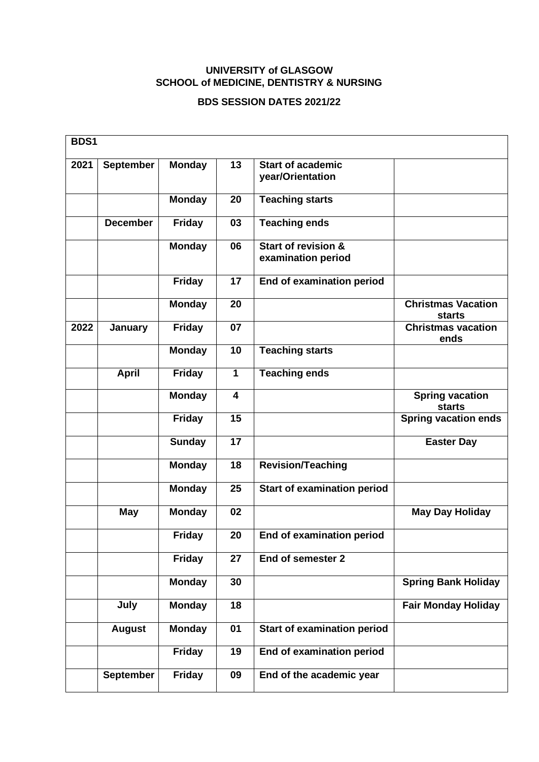**UNIVERSITY of GLASGOW**
**SCHOOL of MEDICINE, DENTISTRY & NURSING**

**BDS SESSION DATES 2021/22**

| BDS1 | | | | | |
|---|---|---|---|---|---|
| 2021 | September | Monday | 13 | Start of academic year/Orientation | |
| | | Monday | 20 | Teaching starts | |
| | December | Friday | 03 | Teaching ends | |
| | | Monday | 06 | Start of revision & examination period | |
| | | Friday | 17 | End of examination period | |
| | | Monday | 20 | | Christmas Vacation starts |
| 2022 | January | Friday | 07 | | Christmas vacation ends |
| | | Monday | 10 | Teaching starts | |
| | April | Friday | 1 | Teaching ends | |
| | | Monday | 4 | | Spring vacation starts |
| | | Friday | 15 | | Spring vacation ends |
| | | Sunday | 17 | | Easter Day |
| | | Monday | 18 | Revision/Teaching | |
| | | Monday | 25 | Start of examination period | |
| | May | Monday | 02 | | May Day Holiday |
| | | Friday | 20 | End of examination period | |
| | | Friday | 27 | End of semester 2 | |
| | | Monday | 30 | | Spring Bank Holiday |
| | July | Monday | 18 | | Fair Monday Holiday |
| | August | Monday | 01 | Start of examination period | |
| | | Friday | 19 | End of examination period | |
| | September | Friday | 09 | End of the academic year | |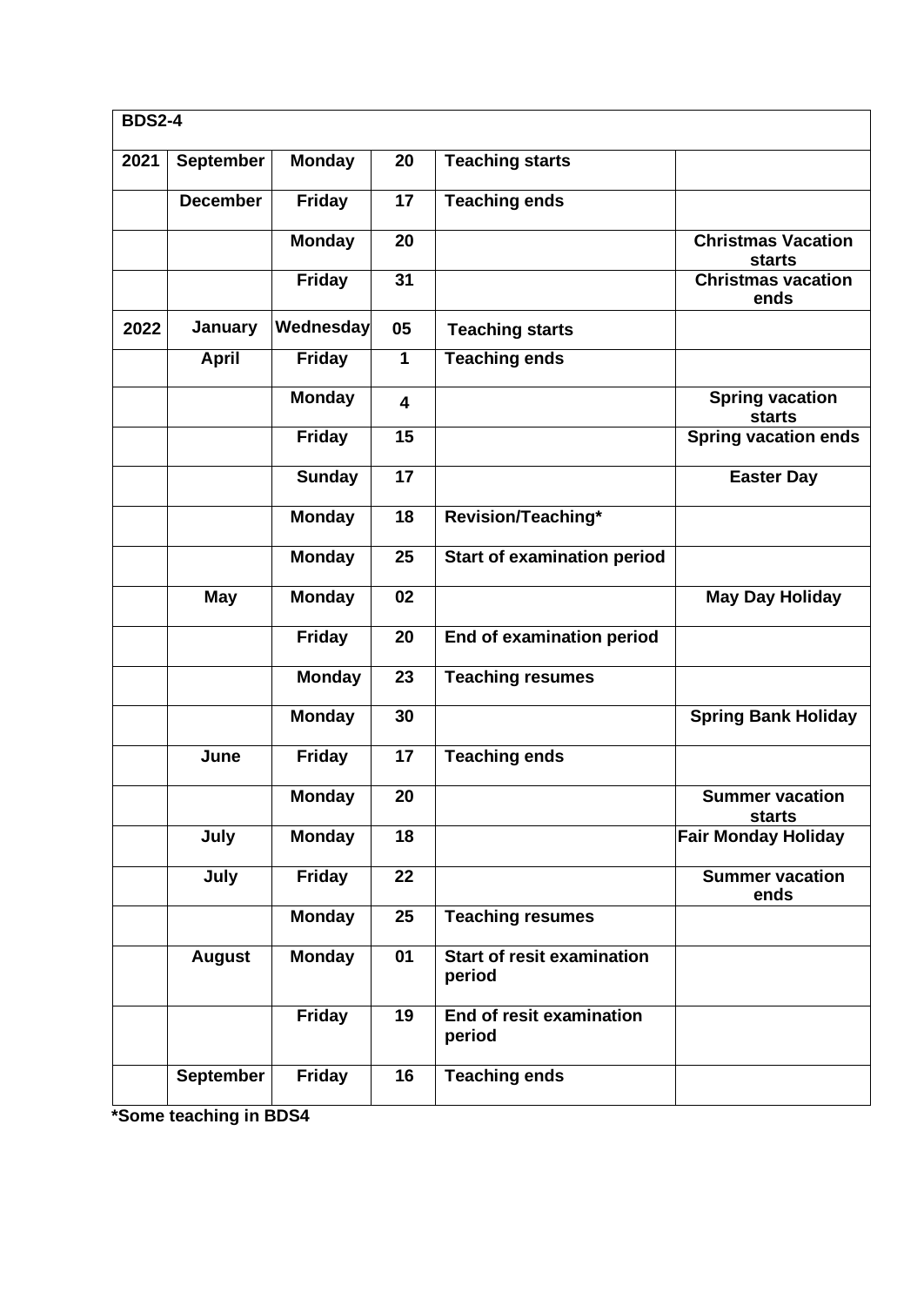| BDS2-4 | | | | | |
|---|---|---|---|---|---|
| **2021** | **September** | **Monday** | **20** | **Teaching starts** | |
| | **December** | **Friday** | **17** | **Teaching ends** | |
| | | **Monday** | **20** | | **Christmas Vacation starts** |
| | | **Friday** | **31** | | **Christmas vacation ends** |
| **2022** | **January** | **Wednesday** | **05** | **Teaching starts** | |
| | **April** | **Friday** | **1** | **Teaching ends** | |
| | | **Monday** | **4** | | **Spring vacation starts** |
| | | **Friday** | **15** | | **Spring vacation ends** |
| | | **Sunday** | **17** | | **Easter Day** |
| | | **Monday** | **18** | **Revision/Teaching*** | |
| | | **Monday** | **25** | **Start of examination period** | |
| | **May** | **Monday** | **02** | | **May Day Holiday** |
| | | **Friday** | **20** | **End of examination period** | |
| | | **Monday** | **23** | **Teaching resumes** | |
| | | **Monday** | **30** | | **Spring Bank Holiday** |
| | **June** | **Friday** | **17** | **Teaching ends** | |
| | | **Monday** | **20** | | **Summer vacation starts** |
| | **July** | **Monday** | **18** | | **Fair Monday Holiday** |
| | **July** | **Friday** | **22** | | **Summer vacation ends** |
| | | **Monday** | **25** | **Teaching resumes** | |
| | **August** | **Monday** | **01** | **Start of resit examination period** | |
| | | **Friday** | **19** | **End of resit examination period** | |
| | **September** | **Friday** | **16** | **Teaching ends** | |

**\*Some teaching in BDS4**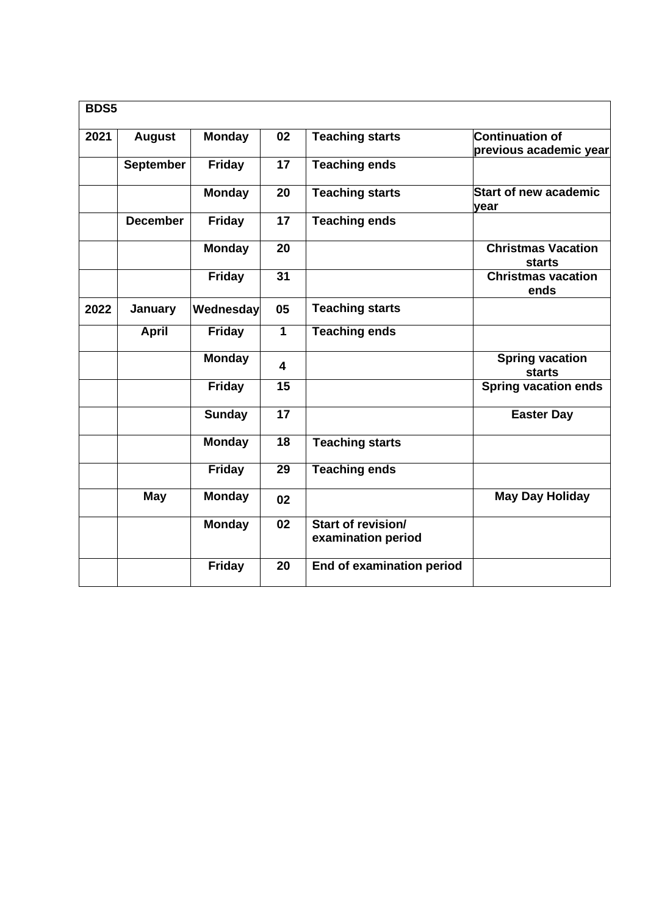| BDS5 | | | | | |
|---|---|---|---|---|---|
| **2021** | **August** | **Monday** | **02** | **Teaching starts** | **Continuation of previous academic year** |
| | **September** | **Friday** | **17** | **Teaching ends** | |
| | | **Monday** | **20** | **Teaching starts** | **Start of new academic year** |
| | **December** | **Friday** | **17** | **Teaching ends** | |
| | | **Monday** | **20** | | **Christmas Vacation starts** |
| | | **Friday** | **31** | | **Christmas vacation ends** |
| **2022** | **January** | **Wednesday** | **05** | **Teaching starts** | |
| | **April** | **Friday** | **1** | **Teaching ends** | |
| | | **Monday** | **4** | | **Spring vacation starts** |
| | | **Friday** | **15** | | **Spring vacation ends** |
| | | **Sunday** | **17** | | **Easter Day** |
| | | **Monday** | **18** | **Teaching starts** | |
| | | **Friday** | **29** | **Teaching ends** | |
| | **May** | **Monday** | **02** | | **May Day Holiday** |
| | | **Monday** | **02** | **Start of revision/ examination period** | |
| | | **Friday** | **20** | **End of examination period** | |